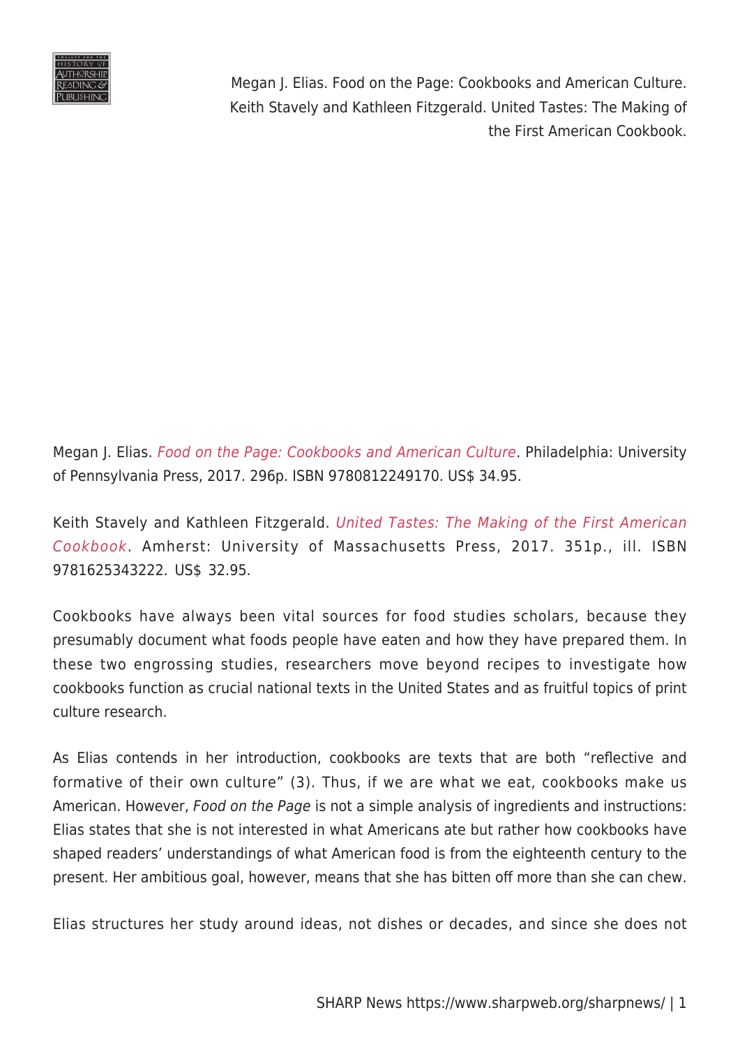Megan J. Elias. Food on the Page: Cookbooks and American Culture. Keith Stavely and Kathleen Fitzgerald. United Tastes: The Making of the First American Cookbook.

Megan J. Elias. *Food on the Page: Cookbooks and American Culture*. Philadelphia: University of Pennsylvania Press, 2017. 296p. ISBN 9780812249170. US$ 34.95.

Keith Stavely and Kathleen Fitzgerald. *United Tastes: The Making of the First American Cookbook*. Amherst: University of Massachusetts Press, 2017. 351p., ill. ISBN 9781625343222. US$ 32.95.

Cookbooks have always been vital sources for food studies scholars, because they presumably document what foods people have eaten and how they have prepared them. In these two engrossing studies, researchers move beyond recipes to investigate how cookbooks function as crucial national texts in the United States and as fruitful topics of print culture research.

As Elias contends in her introduction, cookbooks are texts that are both "reflective and formative of their own culture" (3). Thus, if we are what we eat, cookbooks make us American. However, *Food on the Page* is not a simple analysis of ingredients and instructions: Elias states that she is not interested in what Americans ate but rather how cookbooks have shaped readers' understandings of what American food is from the eighteenth century to the present. Her ambitious goal, however, means that she has bitten off more than she can chew.

Elias structures her study around ideas, not dishes or decades, and since she does not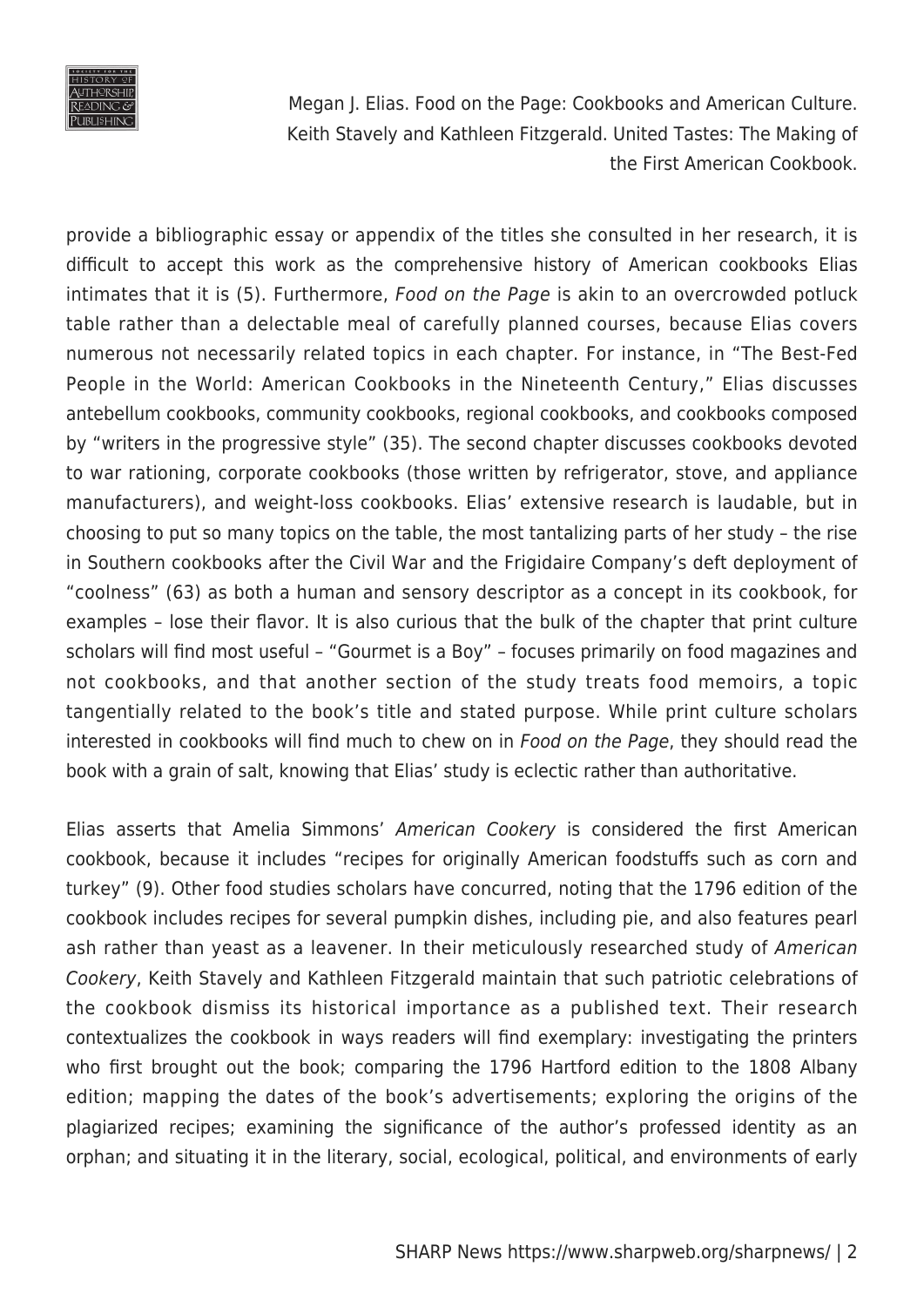provide a bibliographic essay or appendix of the titles she consulted in her research, it is difficult to accept this work as the comprehensive history of American cookbooks Elias intimates that it is (5). Furthermore, *Food on the Page* is akin to an overcrowded potluck table rather than a delectable meal of carefully planned courses, because Elias covers numerous not necessarily related topics in each chapter. For instance, in "The Best-Fed People in the World: American Cookbooks in the Nineteenth Century," Elias discusses antebellum cookbooks, community cookbooks, regional cookbooks, and cookbooks composed by "writers in the progressive style" (35). The second chapter discusses cookbooks devoted to war rationing, corporate cookbooks (those written by refrigerator, stove, and appliance manufacturers), and weight-loss cookbooks. Elias' extensive research is laudable, but in choosing to put so many topics on the table, the most tantalizing parts of her study – the rise in Southern cookbooks after the Civil War and the Frigidaire Company's deft deployment of "coolness" (63) as both a human and sensory descriptor as a concept in its cookbook, for examples – lose their flavor. It is also curious that the bulk of the chapter that print culture scholars will find most useful – "Gourmet is a Boy" – focuses primarily on food magazines and not cookbooks, and that another section of the study treats food memoirs, a topic tangentially related to the book's title and stated purpose. While print culture scholars interested in cookbooks will find much to chew on in *Food on the Page*, they should read the book with a grain of salt, knowing that Elias' study is eclectic rather than authoritative.

Elias asserts that Amelia Simmons' *American Cookery* is considered the first American cookbook, because it includes "recipes for originally American foodstuffs such as corn and turkey" (9). Other food studies scholars have concurred, noting that the 1796 edition of the cookbook includes recipes for several pumpkin dishes, including pie, and also features pearl ash rather than yeast as a leavener. In their meticulously researched study of *American Cookery*, Keith Stavely and Kathleen Fitzgerald maintain that such patriotic celebrations of the cookbook dismiss its historical importance as a published text. Their research contextualizes the cookbook in ways readers will find exemplary: investigating the printers who first brought out the book; comparing the 1796 Hartford edition to the 1808 Albany edition; mapping the dates of the book's advertisements; exploring the origins of the plagiarized recipes; examining the significance of the author's professed identity as an orphan; and situating it in the literary, social, ecological, political, and environments of early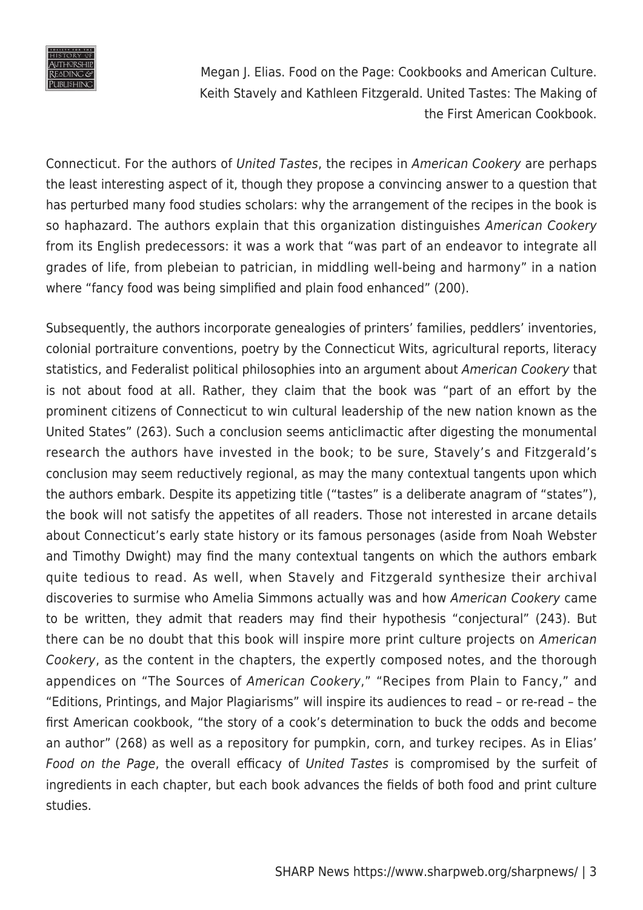Connecticut. For the authors of *United Tastes*, the recipes in *American Cookery* are perhaps the least interesting aspect of it, though they propose a convincing answer to a question that has perturbed many food studies scholars: why the arrangement of the recipes in the book is so haphazard. The authors explain that this organization distinguishes *American Cookery* from its English predecessors: it was a work that "was part of an endeavor to integrate all grades of life, from plebeian to patrician, in middling well-being and harmony" in a nation where "fancy food was being simplified and plain food enhanced" (200).

Subsequently, the authors incorporate genealogies of printers' families, peddlers' inventories, colonial portraiture conventions, poetry by the Connecticut Wits, agricultural reports, literacy statistics, and Federalist political philosophies into an argument about *American Cookery* that is not about food at all. Rather, they claim that the book was "part of an effort by the prominent citizens of Connecticut to win cultural leadership of the new nation known as the United States" (263). Such a conclusion seems anticlimactic after digesting the monumental research the authors have invested in the book; to be sure, Stavely's and Fitzgerald's conclusion may seem reductively regional, as may the many contextual tangents upon which the authors embark. Despite its appetizing title ("tastes" is a deliberate anagram of "states"), the book will not satisfy the appetites of all readers. Those not interested in arcane details about Connecticut's early state history or its famous personages (aside from Noah Webster and Timothy Dwight) may find the many contextual tangents on which the authors embark quite tedious to read. As well, when Stavely and Fitzgerald synthesize their archival discoveries to surmise who Amelia Simmons actually was and how *American Cookery* came to be written, they admit that readers may find their hypothesis "conjectural" (243). But there can be no doubt that this book will inspire more print culture projects on *American Cookery*, as the content in the chapters, the expertly composed notes, and the thorough appendices on "The Sources of *American Cookery*," "Recipes from Plain to Fancy," and "Editions, Printings, and Major Plagiarisms" will inspire its audiences to read – or re-read – the first American cookbook, "the story of a cook's determination to buck the odds and become an author" (268) as well as a repository for pumpkin, corn, and turkey recipes. As in Elias' *Food on the Page*, the overall efficacy of *United Tastes* is compromised by the surfeit of ingredients in each chapter, but each book advances the fields of both food and print culture studies.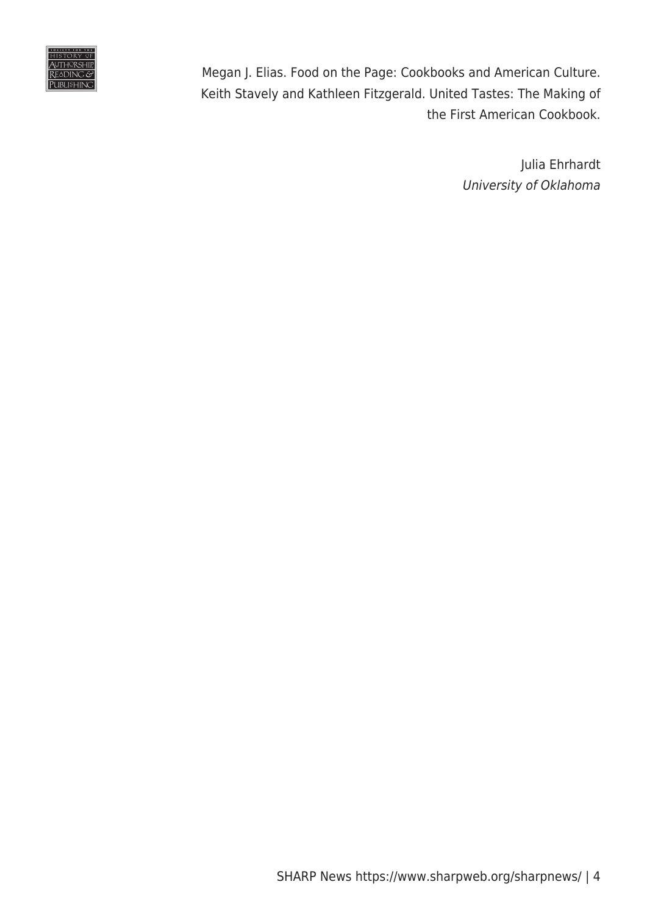Megan J. Elias. Food on the Page: Cookbooks and American Culture.
Keith Stavely and Kathleen Fitzgerald. United Tastes: The Making of the First American Cookbook.

Julia Ehrhardt
*University of Oklahoma*